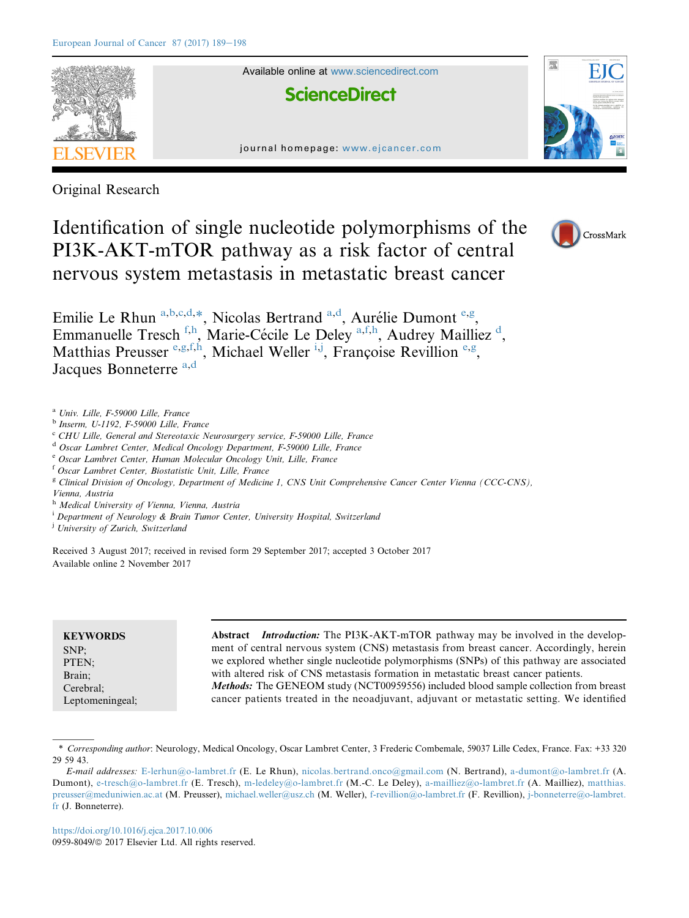Original Research

# Identification of single nucleotide polymorphisms of the PI3K-AKT-mTOR pathway as a risk factor of central nervous system metastasis in metastatic breast cancer

Emilie Le Rhun [a,b,c,d,*], Nicolas Bertrand [a,d], Aurélie Dumont [e,g], Emmanuelle Tresch [f,h], Marie-Cécile Le Deley [a,f,h], Audrey Mailliez [d], Matthias Preusser [e,g,f,h], Michael Weller [i,j], Françoise Revillion [e,g], Jacques Bonneterre [a,d]

[a] Univ. Lille, F-59000 Lille, France
[b] Inserm, U-1192, F-59000 Lille, France
[c] CHU Lille, General and Stereotaxic Neurosurgery service, F-59000 Lille, France
[d] Oscar Lambret Center, Medical Oncology Department, F-59000 Lille, France
[e] Oscar Lambret Center, Human Molecular Oncology Unit, Lille, France
[f] Oscar Lambret Center, Biostatistic Unit, Lille, France
[g] Clinical Division of Oncology, Department of Medicine 1, CNS Unit Comprehensive Cancer Center Vienna (CCC-CNS), Vienna, Austria
[h] Medical University of Vienna, Vienna, Austria
[i] Department of Neurology & Brain Tumor Center, University Hospital, Switzerland
[j] University of Zurich, Switzerland

Received 3 August 2017; received in revised form 29 September 2017; accepted 3 October 2017
Available online 2 November 2017

**KEYWORDS**
SNP;
PTEN;
Brain;
Cerebral;
Leptomeningeal;

**Abstract** ***Introduction:*** The PI3K-AKT-mTOR pathway may be involved in the development of central nervous system (CNS) metastasis from breast cancer. Accordingly, herein we explored whether single nucleotide polymorphisms (SNPs) of this pathway are associated with altered risk of CNS metastasis formation in metastatic breast cancer patients.
***Methods:*** The GENEOM study (NCT00959556) included blood sample collection from breast cancer patients treated in the neoadjuvant, adjuvant or metastatic setting. We identified

\* *Corresponding author*: Neurology, Medical Oncology, Oscar Lambret Center, 3 Frederic Combemale, 59037 Lille Cedex, France. Fax: +33 320 29 59 43.
*E-mail addresses:* E-lerhun@o-lambret.fr (E. Le Rhun), nicolas.bertrand.onco@gmail.com (N. Bertrand), a-dumont@o-lambret.fr (A. Dumont), e-tresch@o-lambret.fr (E. Tresch), m-ledeley@o-lambret.fr (M.-C. Le Deley), a-mailliez@o-lambret.fr (A. Mailliez), matthias.preusser@meduniwien.ac.at (M. Preusser), michael.weller@usz.ch (M. Weller), f-revillion@o-lambret.fr (F. Revillion), j-bonneterre@o-lambret.fr (J. Bonneterre).

https://doi.org/10.1016/j.ejca.2017.10.006
0959-8049/© 2017 Elsevier Ltd. All rights reserved.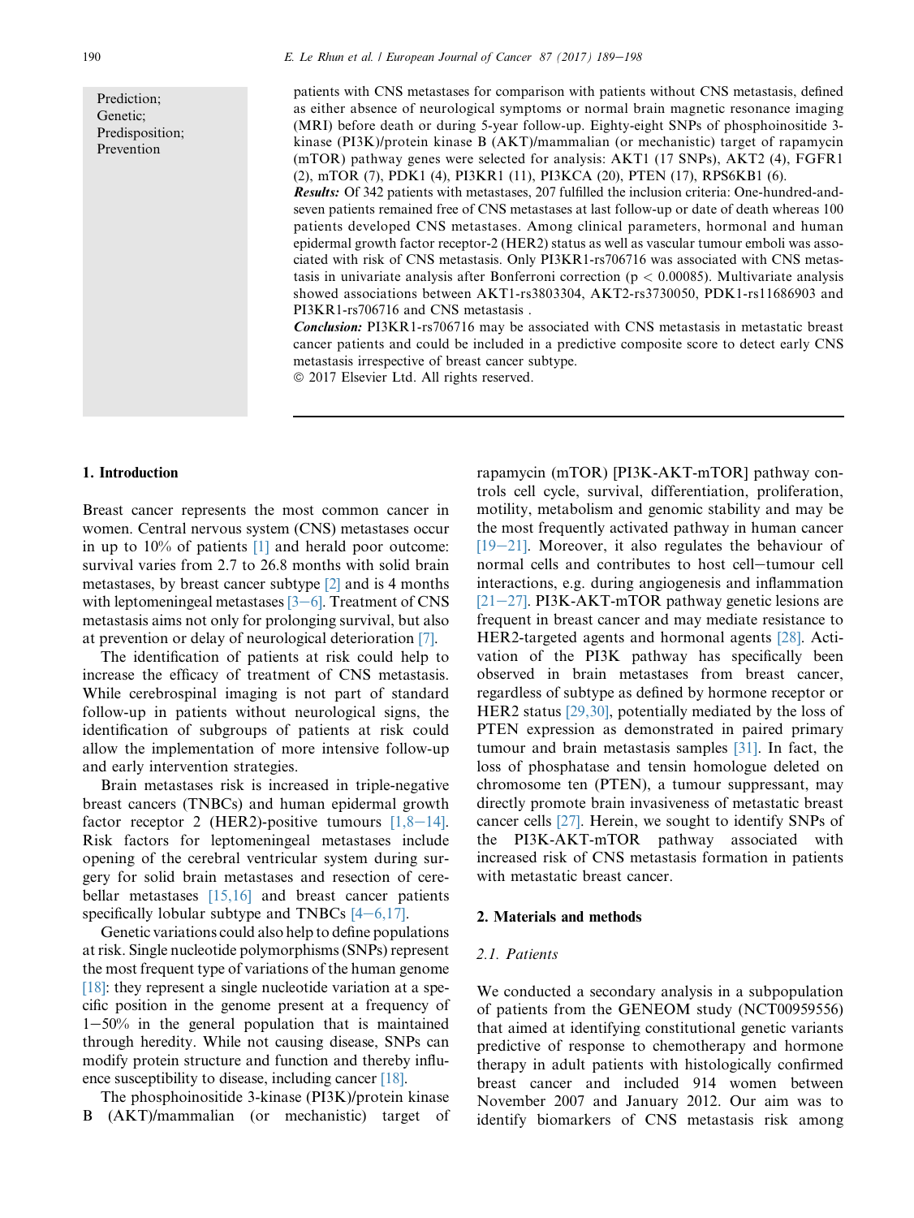Prediction;
Genetic;
Predisposition;
Prevention

patients with CNS metastases for comparison with patients without CNS metastasis, defined as either absence of neurological symptoms or normal brain magnetic resonance imaging (MRI) before death or during 5-year follow-up. Eighty-eight SNPs of phosphoinositide 3-kinase (PI3K)/protein kinase B (AKT)/mammalian (or mechanistic) target of rapamycin (mTOR) pathway genes were selected for analysis: AKT1 (17 SNPs), AKT2 (4), FGFR1 (2), mTOR (7), PDK1 (4), PI3KR1 (11), PI3KCA (20), PTEN (17), RPS6KB1 (6).

***Results:*** Of 342 patients with metastases, 207 fulfilled the inclusion criteria: One-hundred-and-seven patients remained free of CNS metastases at last follow-up or date of death whereas 100 patients developed CNS metastases. Among clinical parameters, hormonal and human epidermal growth factor receptor-2 (HER2) status as well as vascular tumour emboli was associated with risk of CNS metastasis. Only PI3KR1-rs706716 was associated with CNS metastasis in univariate analysis after Bonferroni correction ($p < 0.00085$). Multivariate analysis showed associations between AKT1-rs3803304, AKT2-rs3730050, PDK1-rs11686903 and PI3KR1-rs706716 and CNS metastasis .

***Conclusion:*** PI3KR1-rs706716 may be associated with CNS metastasis in metastatic breast cancer patients and could be included in a predictive composite score to detect early CNS metastasis irrespective of breast cancer subtype.

© 2017 Elsevier Ltd. All rights reserved.

## 1. Introduction

Breast cancer represents the most common cancer in women. Central nervous system (CNS) metastases occur in up to 10% of patients [1] and herald poor outcome: survival varies from 2.7 to 26.8 months with solid brain metastases, by breast cancer subtype [2] and is 4 months with leptomeningeal metastases [3–6]. Treatment of CNS metastasis aims not only for prolonging survival, but also at prevention or delay of neurological deterioration [7].

The identification of patients at risk could help to increase the efficacy of treatment of CNS metastasis. While cerebrospinal imaging is not part of standard follow-up in patients without neurological signs, the identification of subgroups of patients at risk could allow the implementation of more intensive follow-up and early intervention strategies.

Brain metastases risk is increased in triple-negative breast cancers (TNBCs) and human epidermal growth factor receptor 2 (HER2)-positive tumours [1,8–14]. Risk factors for leptomeningeal metastases include opening of the cerebral ventricular system during surgery for solid brain metastases and resection of cerebellar metastases [15,16] and breast cancer patients specifically lobular subtype and TNBCs [4–6,17].

Genetic variations could also help to define populations at risk. Single nucleotide polymorphisms (SNPs) represent the most frequent type of variations of the human genome [18]: they represent a single nucleotide variation at a specific position in the genome present at a frequency of 1–50% in the general population that is maintained through heredity. While not causing disease, SNPs can modify protein structure and function and thereby influence susceptibility to disease, including cancer [18].

The phosphoinositide 3-kinase (PI3K)/protein kinase B (AKT)/mammalian (or mechanistic) target of rapamycin (mTOR) [PI3K-AKT-mTOR] pathway controls cell cycle, survival, differentiation, proliferation, motility, metabolism and genomic stability and may be the most frequently activated pathway in human cancer [19–21]. Moreover, it also regulates the behaviour of normal cells and contributes to host cell–tumour cell interactions, e.g. during angiogenesis and inflammation [21–27]. PI3K-AKT-mTOR pathway genetic lesions are frequent in breast cancer and may mediate resistance to HER2-targeted agents and hormonal agents [28]. Activation of the PI3K pathway has specifically been observed in brain metastases from breast cancer, regardless of subtype as defined by hormone receptor or HER2 status [29,30], potentially mediated by the loss of PTEN expression as demonstrated in paired primary tumour and brain metastasis samples [31]. In fact, the loss of phosphatase and tensin homologue deleted on chromosome ten (PTEN), a tumour suppressant, may directly promote brain invasiveness of metastatic breast cancer cells [27]. Herein, we sought to identify SNPs of the PI3K-AKT-mTOR pathway associated with increased risk of CNS metastasis formation in patients with metastatic breast cancer.

## 2. Materials and methods

### 2.1. Patients

We conducted a secondary analysis in a subpopulation of patients from the GENEOM study (NCT00959556) that aimed at identifying constitutional genetic variants predictive of response to chemotherapy and hormone therapy in adult patients with histologically confirmed breast cancer and included 914 women between November 2007 and January 2012. Our aim was to identify biomarkers of CNS metastasis risk among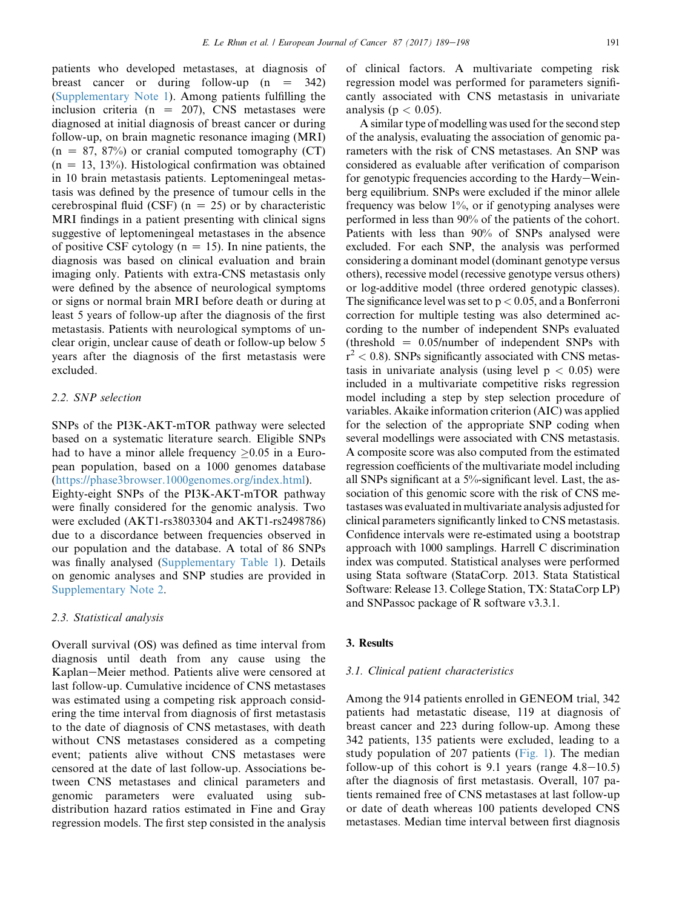patients who developed metastases, at diagnosis of breast cancer or during follow-up (n = 342) (Supplementary Note 1). Among patients fulfilling the inclusion criteria (n = 207), CNS metastases were diagnosed at initial diagnosis of breast cancer or during follow-up, on brain magnetic resonance imaging (MRI) (n = 87, 87%) or cranial computed tomography (CT) (n = 13, 13%). Histological confirmation was obtained in 10 brain metastasis patients. Leptomeningeal metastasis was defined by the presence of tumour cells in the cerebrospinal fluid (CSF) (n = 25) or by characteristic MRI findings in a patient presenting with clinical signs suggestive of leptomeningeal metastases in the absence of positive CSF cytology (n = 15). In nine patients, the diagnosis was based on clinical evaluation and brain imaging only. Patients with extra-CNS metastasis only were defined by the absence of neurological symptoms or signs or normal brain MRI before death or during at least 5 years of follow-up after the diagnosis of the first metastasis. Patients with neurological symptoms of unclear origin, unclear cause of death or follow-up below 5 years after the diagnosis of the first metastasis were excluded.

### 2.2. SNP selection

SNPs of the PI3K-AKT-mTOR pathway were selected based on a systematic literature search. Eligible SNPs had to have a minor allele frequency $\geq 0.05$ in a European population, based on a 1000 genomes database (https://phase3browser.1000genomes.org/index.html). Eighty-eight SNPs of the PI3K-AKT-mTOR pathway were finally considered for the genomic analysis. Two were excluded (AKT1-rs3803304 and AKT1-rs2498786) due to a discordance between frequencies observed in our population and the database. A total of 86 SNPs was finally analysed (Supplementary Table 1). Details on genomic analyses and SNP studies are provided in Supplementary Note 2.

### 2.3. Statistical analysis

Overall survival (OS) was defined as time interval from diagnosis until death from any cause using the Kaplan–Meier method. Patients alive were censored at last follow-up. Cumulative incidence of CNS metastases was estimated using a competing risk approach considering the time interval from diagnosis of first metastasis to the date of diagnosis of CNS metastases, with death without CNS metastases considered as a competing event; patients alive without CNS metastases were censored at the date of last follow-up. Associations between CNS metastases and clinical parameters and genomic parameters were evaluated using sub-distribution hazard ratios estimated in Fine and Gray regression models. The first step consisted in the analysis of clinical factors. A multivariate competing risk regression model was performed for parameters significantly associated with CNS metastasis in univariate analysis ($p < 0.05$).

A similar type of modelling was used for the second step of the analysis, evaluating the association of genomic parameters with the risk of CNS metastases. An SNP was considered as evaluable after verification of comparison for genotypic frequencies according to the Hardy–Weinberg equilibrium. SNPs were excluded if the minor allele frequency was below 1%, or if genotyping analyses were performed in less than 90% of the patients of the cohort. Patients with less than 90% of SNPs analysed were excluded. For each SNP, the analysis was performed considering a dominant model (dominant genotype versus others), recessive model (recessive genotype versus others) or log-additive model (three ordered genotypic classes). The significance level was set to $p < 0.05$, and a Bonferroni correction for multiple testing was also determined according to the number of independent SNPs evaluated (threshold = 0.05/number of independent SNPs with $r^2 < 0.8$). SNPs significantly associated with CNS metastasis in univariate analysis (using level $p < 0.05$) were included in a multivariate competitive risks regression model including a step by step selection procedure of variables. Akaike information criterion (AIC) was applied for the selection of the appropriate SNP coding when several modellings were associated with CNS metastasis. A composite score was also computed from the estimated regression coefficients of the multivariate model including all SNPs significant at a 5%-significant level. Last, the association of this genomic score with the risk of CNS metastases was evaluated in multivariate analysis adjusted for clinical parameters significantly linked to CNS metastasis. Confidence intervals were re-estimated using a bootstrap approach with 1000 samplings. Harrell C discrimination index was computed. Statistical analyses were performed using Stata software (StataCorp. 2013. Stata Statistical Software: Release 13. College Station, TX: StataCorp LP) and SNPassoc package of R software v3.3.1.

## 3. Results

### 3.1. Clinical patient characteristics

Among the 914 patients enrolled in GENEOM trial, 342 patients had metastatic disease, 119 at diagnosis of breast cancer and 223 during follow-up. Among these 342 patients, 135 patients were excluded, leading to a study population of 207 patients (Fig. 1). The median follow-up of this cohort is 9.1 years (range 4.8–10.5) after the diagnosis of first metastasis. Overall, 107 patients remained free of CNS metastases at last follow-up or date of death whereas 100 patients developed CNS metastases. Median time interval between first diagnosis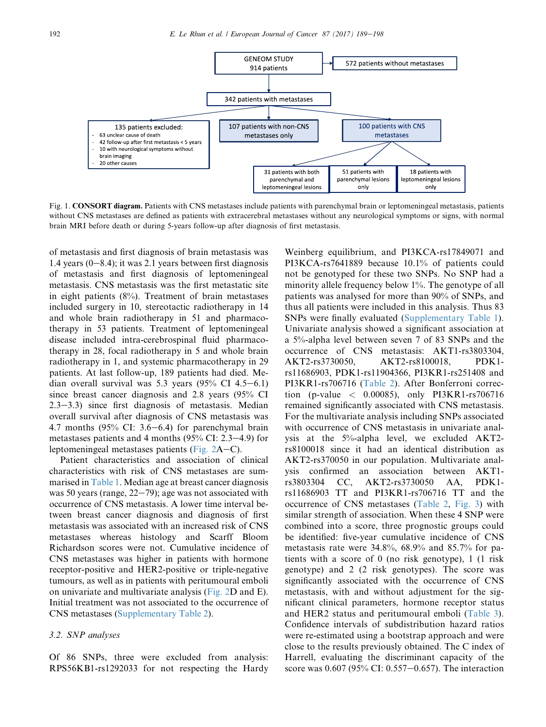Fig. 1. **CONSORT diagram.** Patients with CNS metastases include patients with parenchymal brain or leptomeningeal metastasis, patients without CNS metastases are defined as patients with extracerebral metastases without any neurological symptoms or signs, with normal brain MRI before death or during 5-years follow-up after diagnosis of first metastasis.

of metastasis and first diagnosis of brain metastasis was 1.4 years (0–8.4); it was 2.1 years between first diagnosis of metastasis and first diagnosis of leptomeningeal metastasis. CNS metastasis was the first metastatic site in eight patients (8%). Treatment of brain metastases included surgery in 10, stereotactic radiotherapy in 14 and whole brain radiotherapy in 51 and pharmacotherapy in 53 patients. Treatment of leptomeningeal disease included intra-cerebrospinal fluid pharmacotherapy in 28, focal radiotherapy in 5 and whole brain radiotherapy in 1, and systemic pharmacotherapy in 29 patients. At last follow-up, 189 patients had died. Median overall survival was 5.3 years (95% CI 4.5–6.1) since breast cancer diagnosis and 2.8 years (95% CI 2.3–3.3) since first diagnosis of metastasis. Median overall survival after diagnosis of CNS metastasis was 4.7 months (95% CI: 3.6–6.4) for parenchymal brain metastases patients and 4 months (95% CI: 2.3–4.9) for leptomeningeal metastases patients (Fig. 2A–C).

Patient characteristics and association of clinical characteristics with risk of CNS metastases are summarised in Table 1. Median age at breast cancer diagnosis was 50 years (range, 22–79); age was not associated with occurrence of CNS metastasis. A lower time interval between breast cancer diagnosis and diagnosis of first metastasis was associated with an increased risk of CNS metastases whereas histology and Scarff Bloom Richardson scores were not. Cumulative incidence of CNS metastases was higher in patients with hormone receptor-positive and HER2-positive or triple-negative tumours, as well as in patients with peritumoural emboli on univariate and multivariate analysis (Fig. 2D and E). Initial treatment was not associated to the occurrence of CNS metastases (Supplementary Table 2).

### 3.2. SNP analyses

Of 86 SNPs, three were excluded from analysis: RPS56KB1-rs1292033 for not respecting the Hardy Weinberg equilibrium, and PI3KCA-rs17849071 and PI3KCA-rs7641889 because 10.1% of patients could not be genotyped for these two SNPs. No SNP had a minority allele frequency below 1%. The genotype of all patients was analysed for more than 90% of SNPs, and thus all patients were included in this analysis. Thus 83 SNPs were finally evaluated (Supplementary Table 1). Univariate analysis showed a significant association at a 5%-alpha level between seven of 83 SNPs and the occurrence of CNS metastasis: AKT1-rs3803304, AKT2-rs3730050, AKT2-rs8100018, PDK1-rs11686903, PDK1-rs11904366, PI3KR1-rs251408 and PI3KR1-rs706716 (Table 2). After Bonferroni correction (p-value < 0.00085), only PI3KR1-rs706716 remained significantly associated with CNS metastasis. For the multivariate analysis including SNPs associated with occurrence of CNS metastasis in univariate analysis at the 5%-alpha level, we excluded AKT2-rs8100018 since it had an identical distribution as AKT2-rs370050 in our population. Multivariate analysis confirmed an association between AKT1-rs3803304 CC, AKT2-rs3730050 AA, PDK1-rs11686903 TT and PI3KR1-rs706716 TT and the occurrence of CNS metastases (Table 2, Fig. 3) with similar strength of association. When these 4 SNP were combined into a score, three prognostic groups could be identified: five-year cumulative incidence of CNS metastasis rate were 34.8%, 68.9% and 85.7% for patients with a score of 0 (no risk genotype), 1 (1 risk genotype) and 2 (2 risk genotypes). The score was significantly associated with the occurrence of CNS metastasis, with and without adjustment for the significant clinical parameters, hormone receptor status and HER2 status and peritumoural emboli (Table 3). Confidence intervals of subdistribution hazard ratios were re-estimated using a bootstrap approach and were close to the results previously obtained. The C index of Harrell, evaluating the discriminant capacity of the score was 0.607 (95% CI: 0.557–0.657). The interaction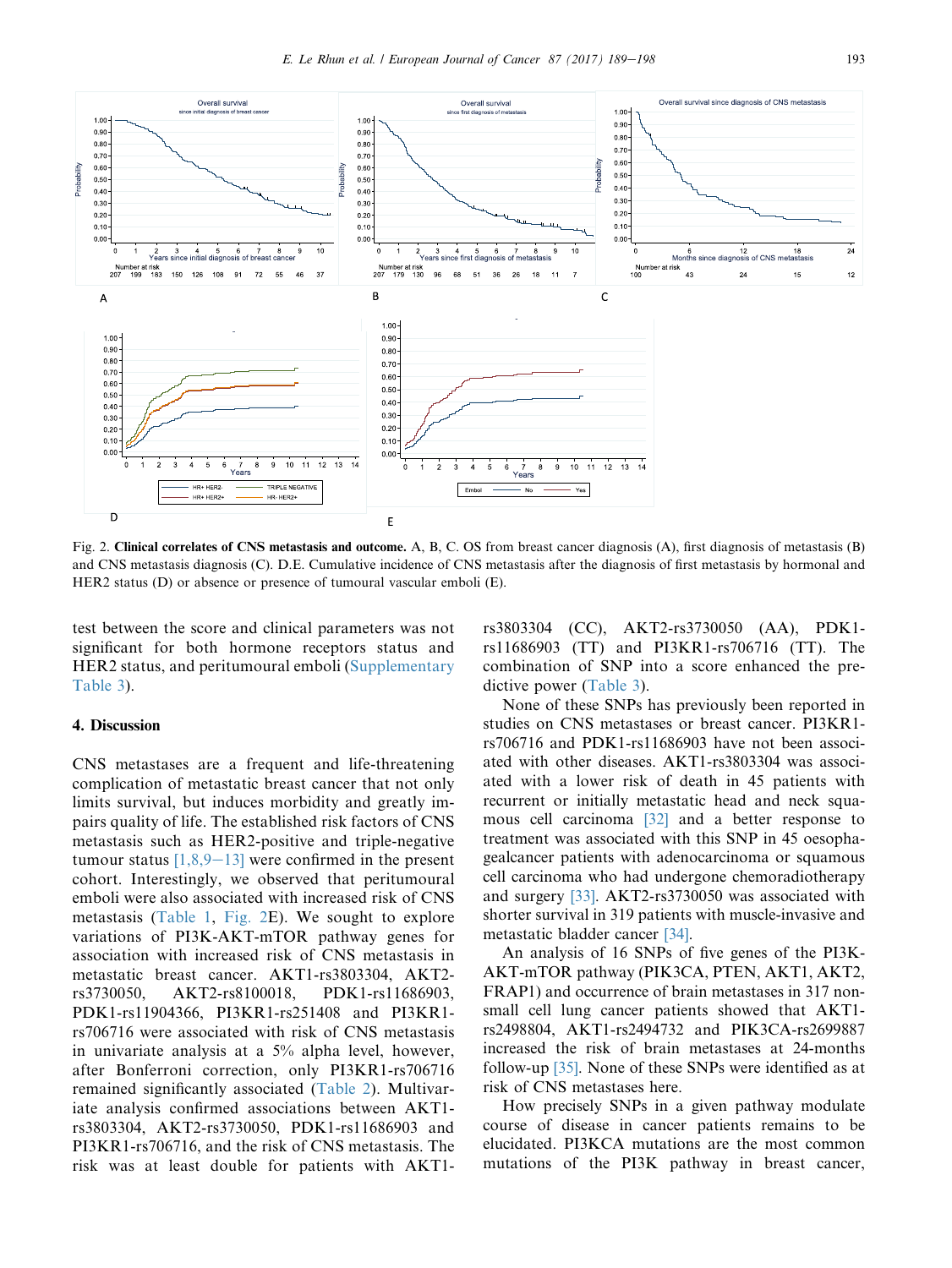Fig. 2. **Clinical correlates of CNS metastasis and outcome.** A, B, C. OS from breast cancer diagnosis (A), first diagnosis of metastasis (B) and CNS metastasis diagnosis (C). D.E. Cumulative incidence of CNS metastasis after the diagnosis of first metastasis by hormonal and HER2 status (D) or absence or presence of tumoural vascular emboli (E).

test between the score and clinical parameters was not significant for both hormone receptors status and HER2 status, and peritumoural emboli (Supplementary Table 3).

## 4. Discussion

CNS metastases are a frequent and life-threatening complication of metastatic breast cancer that not only limits survival, but induces morbidity and greatly impairs quality of life. The established risk factors of CNS metastasis such as HER2-positive and triple-negative tumour status [1,8,9–13] were confirmed in the present cohort. Interestingly, we observed that peritumoural emboli were also associated with increased risk of CNS metastasis (Table 1, Fig. 2E). We sought to explore variations of PI3K-AKT-mTOR pathway genes for association with increased risk of CNS metastasis in metastatic breast cancer. AKT1-rs3803304, AKT2-rs3730050, AKT2-rs8100018, PDK1-rs11686903, PDK1-rs11904366, PI3KR1-rs251408 and PI3KR1-rs706716 were associated with risk of CNS metastasis in univariate analysis at a 5% alpha level, however, after Bonferroni correction, only PI3KR1-rs706716 remained significantly associated (Table 2). Multivariate analysis confirmed associations between AKT1-rs3803304, AKT2-rs3730050, PDK1-rs11686903 and PI3KR1-rs706716, and the risk of CNS metastasis. The risk was at least double for patients with AKT1-rs3803304 (CC), AKT2-rs3730050 (AA), PDK1-rs11686903 (TT) and PI3KR1-rs706716 (TT). The combination of SNP into a score enhanced the predictive power (Table 3).

None of these SNPs has previously been reported in studies on CNS metastases or breast cancer. PI3KR1-rs706716 and PDK1-rs11686903 have not been associated with other diseases. AKT1-rs3803304 was associated with a lower risk of death in 45 patients with recurrent or initially metastatic head and neck squamous cell carcinoma [32] and a better response to treatment was associated with this SNP in 45 oesophagealcancer patients with adenocarcinoma or squamous cell carcinoma who had undergone chemoradiotherapy and surgery [33]. AKT2-rs3730050 was associated with shorter survival in 319 patients with muscle-invasive and metastatic bladder cancer [34].

An analysis of 16 SNPs of five genes of the PI3K-AKT-mTOR pathway (PIK3CA, PTEN, AKT1, AKT2, FRAP1) and occurrence of brain metastases in 317 non-small cell lung cancer patients showed that AKT1-rs2498804, AKT1-rs2494732 and PIK3CA-rs2699887 increased the risk of brain metastases at 24-months follow-up [35]. None of these SNPs were identified as at risk of CNS metastases here.

How precisely SNPs in a given pathway modulate course of disease in cancer patients remains to be elucidated. PI3KCA mutations are the most common mutations of the PI3K pathway in breast cancer,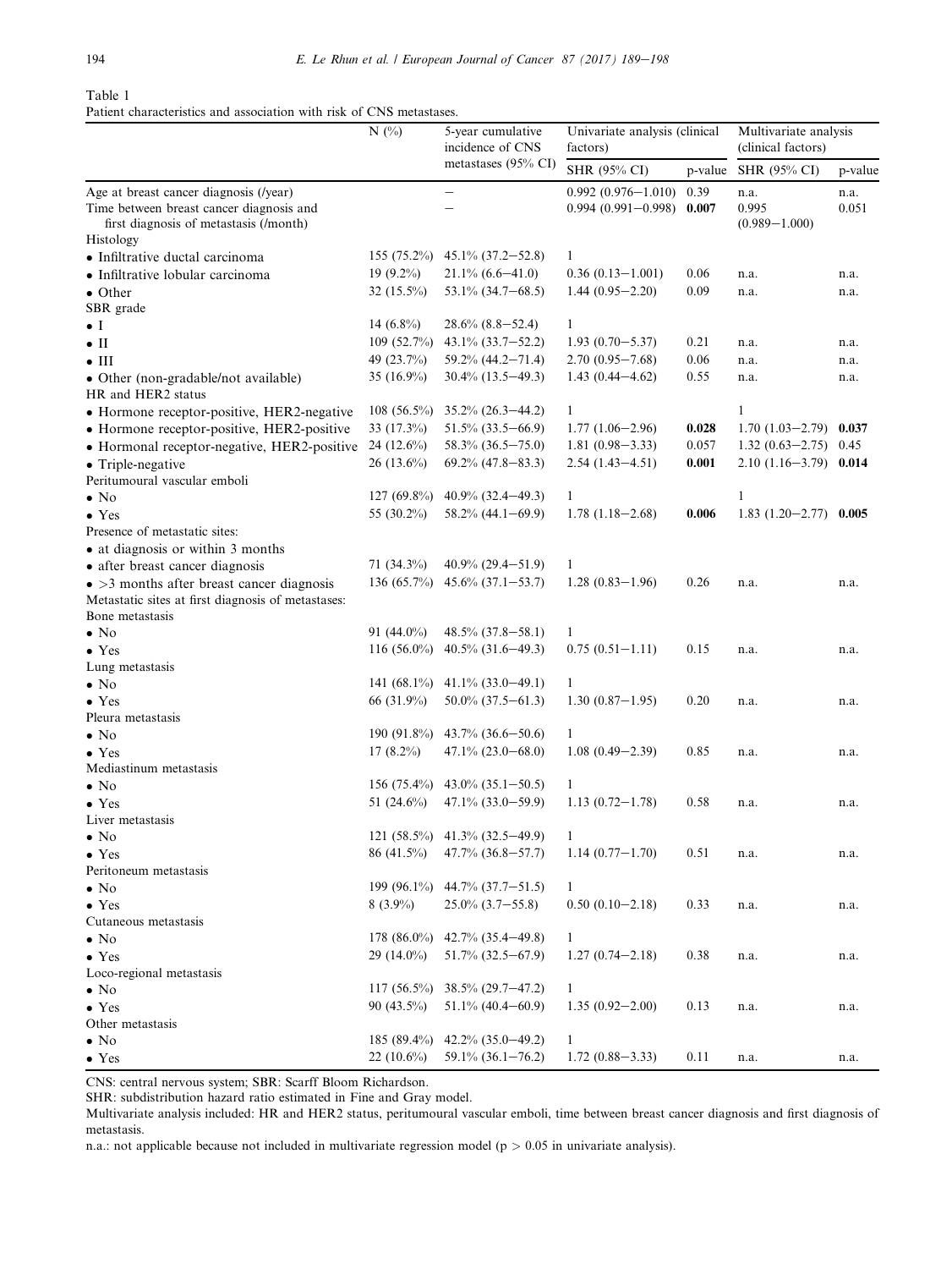Table 1
Patient characteristics and association with risk of CNS metastases.

| | N (%) | 5-year cumulative incidence of CNS metastases (95% CI) | Univariate analysis (clinical factors) | | Multivariate analysis (clinical factors) | |
|---|---|---|---|---|---|---|
| | | | SHR (95% CI) | p-value | SHR (95% CI) | p-value |
| Age at breast cancer diagnosis (/year) | | – | 0.992 (0.976–1.010) | 0.39 | n.a. | n.a. |
| Time between breast cancer diagnosis and first diagnosis of metastasis (/month) | | – | 0.994 (0.991–0.998) | **0.007** | 0.995 (0.989–1.000) | 0.051 |
| Histology | | | | | | |
| • Infiltrative ductal carcinoma | 155 (75.2%) | 45.1% (37.2–52.8) | 1 | | | |
| • Infiltrative lobular carcinoma | 19 (9.2%) | 21.1% (6.6–41.0) | 0.36 (0.13–1.001) | 0.06 | n.a. | n.a. |
| • Other | 32 (15.5%) | 53.1% (34.7–68.5) | 1.44 (0.95–2.20) | 0.09 | n.a. | n.a. |
| SBR grade | | | | | | |
| • I | 14 (6.8%) | 28.6% (8.8–52.4) | 1 | | | |
| • II | 109 (52.7%) | 43.1% (33.7–52.2) | 1.93 (0.70–5.37) | 0.21 | n.a. | n.a. |
| • III | 49 (23.7%) | 59.2% (44.2–71.4) | 2.70 (0.95–7.68) | 0.06 | n.a. | n.a. |
| • Other (non-gradable/not available) | 35 (16.9%) | 30.4% (13.5–49.3) | 1.43 (0.44–4.62) | 0.55 | n.a. | n.a. |
| HR and HER2 status | | | | | | |
| • Hormone receptor-positive, HER2-negative | 108 (56.5%) | 35.2% (26.3–44.2) | 1 | | 1 | |
| • Hormone receptor-positive, HER2-positive | 33 (17.3%) | 51.5% (33.5–66.9) | 1.77 (1.06–2.96) | **0.028** | 1.70 (1.03–2.79) | **0.037** |
| • Hormonal receptor-negative, HER2-positive | 24 (12.6%) | 58.3% (36.5–75.0) | 1.81 (0.98–3.33) | 0.057 | 1.32 (0.63–2.75) | 0.45 |
| • Triple-negative | 26 (13.6%) | 69.2% (47.8–83.3) | 2.54 (1.43–4.51) | **0.001** | 2.10 (1.16–3.79) | **0.014** |
| Peritumoural vascular emboli | | | | | | |
| • No | 127 (69.8%) | 40.9% (32.4–49.3) | 1 | | 1 | |
| • Yes | 55 (30.2%) | 58.2% (44.1–69.9) | 1.78 (1.18–2.68) | **0.006** | 1.83 (1.20–2.77) | **0.005** |
| Presence of metastatic sites: | | | | | | |
| • at diagnosis or within 3 months after breast cancer diagnosis | 71 (34.3%) | 40.9% (29.4–51.9) | 1 | | | |
| • >3 months after breast cancer diagnosis | 136 (65.7%) | 45.6% (37.1–53.7) | 1.28 (0.83–1.96) | 0.26 | n.a. | n.a. |
| Metastatic sites at first diagnosis of metastases: | | | | | | |
| Bone metastasis | | | | | | |
| • No | 91 (44.0%) | 48.5% (37.8–58.1) | 1 | | | |
| • Yes | 116 (56.0%) | 40.5% (31.6–49.3) | 0.75 (0.51–1.11) | 0.15 | n.a. | n.a. |
| Lung metastasis | | | | | | |
| • No | 141 (68.1%) | 41.1% (33.0–49.1) | 1 | | | |
| • Yes | 66 (31.9%) | 50.0% (37.5–61.3) | 1.30 (0.87–1.95) | 0.20 | n.a. | n.a. |
| Pleura metastasis | | | | | | |
| • No | 190 (91.8%) | 43.7% (36.6–50.6) | 1 | | | |
| • Yes | 17 (8.2%) | 47.1% (23.0–68.0) | 1.08 (0.49–2.39) | 0.85 | n.a. | n.a. |
| Mediastinum metastasis | | | | | | |
| • No | 156 (75.4%) | 43.0% (35.1–50.5) | 1 | | | |
| • Yes | 51 (24.6%) | 47.1% (33.0–59.9) | 1.13 (0.72–1.78) | 0.58 | n.a. | n.a. |
| Liver metastasis | | | | | | |
| • No | 121 (58.5%) | 41.3% (32.5–49.9) | 1 | | | |
| • Yes | 86 (41.5%) | 47.7% (36.8–57.7) | 1.14 (0.77–1.70) | 0.51 | n.a. | n.a. |
| Peritoneum metastasis | | | | | | |
| • No | 199 (96.1%) | 44.7% (37.7–51.5) | 1 | | | |
| • Yes | 8 (3.9%) | 25.0% (3.7–55.8) | 0.50 (0.10–2.18) | 0.33 | n.a. | n.a. |
| Cutaneous metastasis | | | | | | |
| • No | 178 (86.0%) | 42.7% (35.4–49.8) | 1 | | | |
| • Yes | 29 (14.0%) | 51.7% (32.5–67.9) | 1.27 (0.74–2.18) | 0.38 | n.a. | n.a. |
| Loco-regional metastasis | | | | | | |
| • No | 117 (56.5%) | 38.5% (29.7–47.2) | 1 | | | |
| • Yes | 90 (43.5%) | 51.1% (40.4–60.9) | 1.35 (0.92–2.00) | 0.13 | n.a. | n.a. |
| Other metastasis | | | | | | |
| • No | 185 (89.4%) | 42.2% (35.0–49.2) | 1 | | | |
| • Yes | 22 (10.6%) | 59.1% (36.1–76.2) | 1.72 (0.88–3.33) | 0.11 | n.a. | n.a. |

CNS: central nervous system; SBR: Scarff Bloom Richardson.

SHR: subdistribution hazard ratio estimated in Fine and Gray model.

Multivariate analysis included: HR and HER2 status, peritumoural vascular emboli, time between breast cancer diagnosis and first diagnosis of metastasis.

n.a.: not applicable because not included in multivariate regression model ($p > 0.05$ in univariate analysis).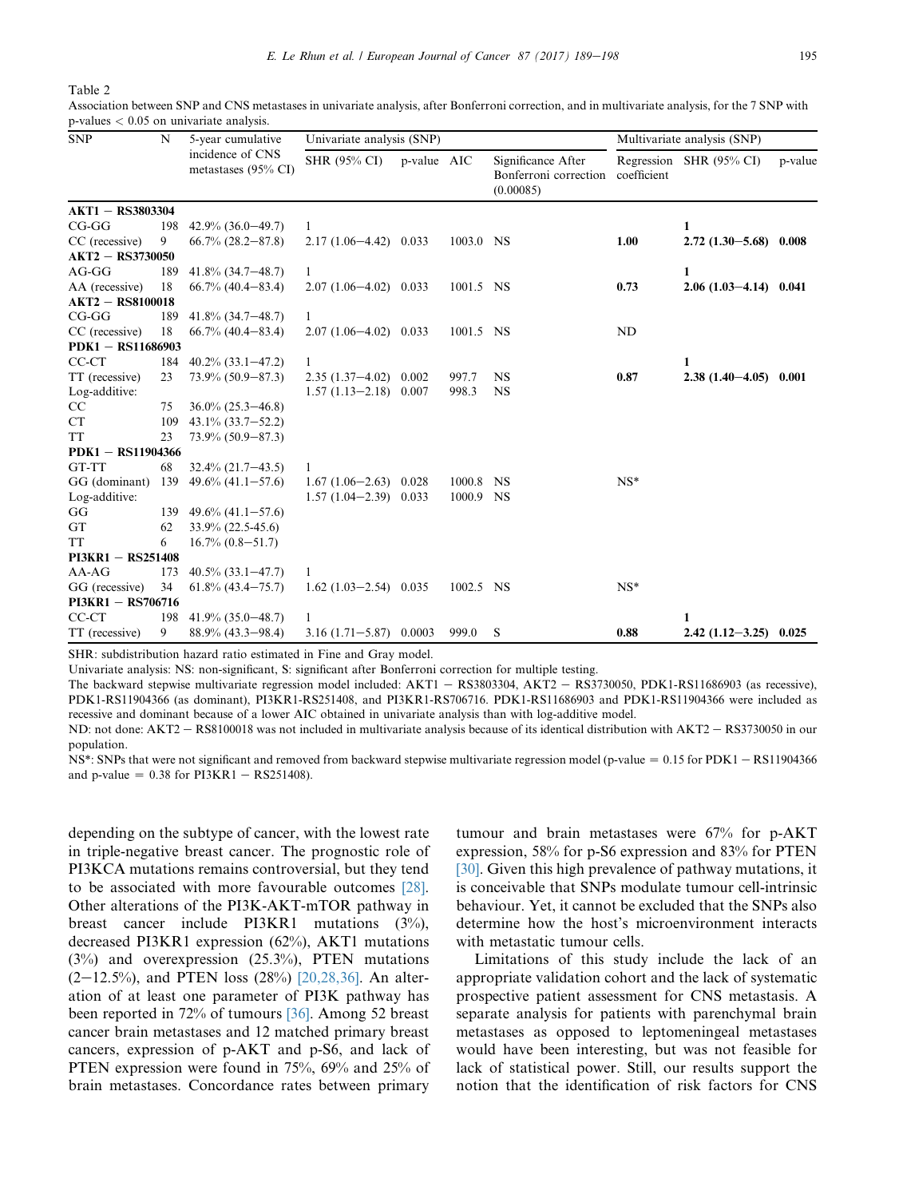Table 2

Association between SNP and CNS metastases in univariate analysis, after Bonferroni correction, and in multivariate analysis, for the 7 SNP with p-values < 0.05 on univariate analysis.

| SNP | N | 5-year cumulative incidence of CNS metastases (95% CI) | Univariate analysis (SNP) | | | | Multivariate analysis (SNP) | | |
|---|---|---|---|---|---|---|---|---|---|
| | | | SHR (95% CI) | p-value | AIC | Significance After Bonferroni correction (0.00085) | Regression coefficient | SHR (95% CI) | p-value |
| **AKT1 − RS3803304** | | | | | | | | | |
| CG-GG | 198 | 42.9% (36.0−49.7) | 1 | | | | | **1** | |
| CC (recessive) | 9 | 66.7% (28.2−87.8) | 2.17 (1.06−4.42) | 0.033 | 1003.0 | NS | **1.00** | **2.72 (1.30−5.68)** | **0.008** |
| **AKT2 − RS3730050** | | | | | | | | | |
| AG-GG | 189 | 41.8% (34.7−48.7) | 1 | | | | | **1** | |
| AA (recessive) | 18 | 66.7% (40.4−83.4) | 2.07 (1.06−4.02) | 0.033 | 1001.5 | NS | **0.73** | **2.06 (1.03−4.14)** | **0.041** |
| **AKT2 − RS8100018** | | | | | | | | | |
| CG-GG | 189 | 41.8% (34.7−48.7) | 1 | | | | | | |
| CC (recessive) | 18 | 66.7% (40.4−83.4) | 2.07 (1.06−4.02) | 0.033 | 1001.5 | NS | ND | | |
| **PDK1 − RS11686903** | | | | | | | | | |
| CC-CT | 184 | 40.2% (33.1−47.2) | 1 | | | | | **1** | |
| TT (recessive) | 23 | 73.9% (50.9−87.3) | 2.35 (1.37−4.02) | 0.002 | 997.7 | NS | **0.87** | **2.38 (1.40−4.05)** | **0.001** |
| Log-additive: | | | 1.57 (1.13−2.18) | 0.007 | 998.3 | NS | | | |
| CC | 75 | 36.0% (25.3−46.8) | | | | | | | |
| CT | 109 | 43.1% (33.7−52.2) | | | | | | | |
| TT | 23 | 73.9% (50.9−87.3) | | | | | | | |
| **PDK1 − RS11904366** | | | | | | | | | |
| GT-TT | 68 | 32.4% (21.7−43.5) | 1 | | | | | | |
| GG (dominant) | 139 | 49.6% (41.1−57.6) | 1.67 (1.06−2.63) | 0.028 | 1000.8 | NS | NS* | | |
| Log-additive: | | | 1.57 (1.04−2.39) | 0.033 | 1000.9 | NS | | | |
| GG | 139 | 49.6% (41.1−57.6) | | | | | | | |
| GT | 62 | 33.9% (22.5-45.6) | | | | | | | |
| TT | 6 | 16.7% (0.8−51.7) | | | | | | | |
| **PI3KR1 − RS251408** | | | | | | | | | |
| AA-AG | 173 | 40.5% (33.1−47.7) | 1 | | | | | | |
| GG (recessive) | 34 | 61.8% (43.4−75.7) | 1.62 (1.03−2.54) | 0.035 | 1002.5 | NS | NS* | | |
| **PI3KR1 − RS706716** | | | | | | | | | |
| CC-CT | 198 | 41.9% (35.0−48.7) | 1 | | | | | **1** | |
| TT (recessive) | 9 | 88.9% (43.3−98.4) | 3.16 (1.71−5.87) | 0.0003 | 999.0 | S | **0.88** | **2.42 (1.12−3.25)** | **0.025** |

SHR: subdistribution hazard ratio estimated in Fine and Gray model.

Univariate analysis: NS: non-significant, S: significant after Bonferroni correction for multiple testing.

The backward stepwise multivariate regression model included: AKT1 − RS3803304, AKT2 − RS3730050, PDK1-RS11686903 (as recessive), PDK1-RS11904366 (as dominant), PI3KR1-RS251408, and PI3KR1-RS706716. PDK1-RS11686903 and PDK1-RS11904366 were included as recessive and dominant because of a lower AIC obtained in univariate analysis than with log-additive model.

ND: not done: AKT2 − RS8100018 was not included in multivariate analysis because of its identical distribution with AKT2 − RS3730050 in our population.

NS*: SNPs that were not significant and removed from backward stepwise multivariate regression model (p-value = 0.15 for PDK1 − RS11904366 and p-value = 0.38 for PI3KR1 − RS251408).

depending on the subtype of cancer, with the lowest rate in triple-negative breast cancer. The prognostic role of PI3KCA mutations remains controversial, but they tend to be associated with more favourable outcomes [28]. Other alterations of the PI3K-AKT-mTOR pathway in breast cancer include PI3KR1 mutations (3%), decreased PI3KR1 expression (62%), AKT1 mutations (3%) and overexpression (25.3%), PTEN mutations (2−12.5%), and PTEN loss (28%) [20,28,36]. An alteration of at least one parameter of PI3K pathway has been reported in 72% of tumours [36]. Among 52 breast cancer brain metastases and 12 matched primary breast cancers, expression of p-AKT and p-S6, and lack of PTEN expression were found in 75%, 69% and 25% of brain metastases. Concordance rates between primary tumour and brain metastases were 67% for p-AKT expression, 58% for p-S6 expression and 83% for PTEN [30]. Given this high prevalence of pathway mutations, it is conceivable that SNPs modulate tumour cell-intrinsic behaviour. Yet, it cannot be excluded that the SNPs also determine how the host's microenvironment interacts with metastatic tumour cells.

Limitations of this study include the lack of an appropriate validation cohort and the lack of systematic prospective patient assessment for CNS metastasis. A separate analysis for patients with parenchymal brain metastases as opposed to leptomeningeal metastases would have been interesting, but was not feasible for lack of statistical power. Still, our results support the notion that the identification of risk factors for CNS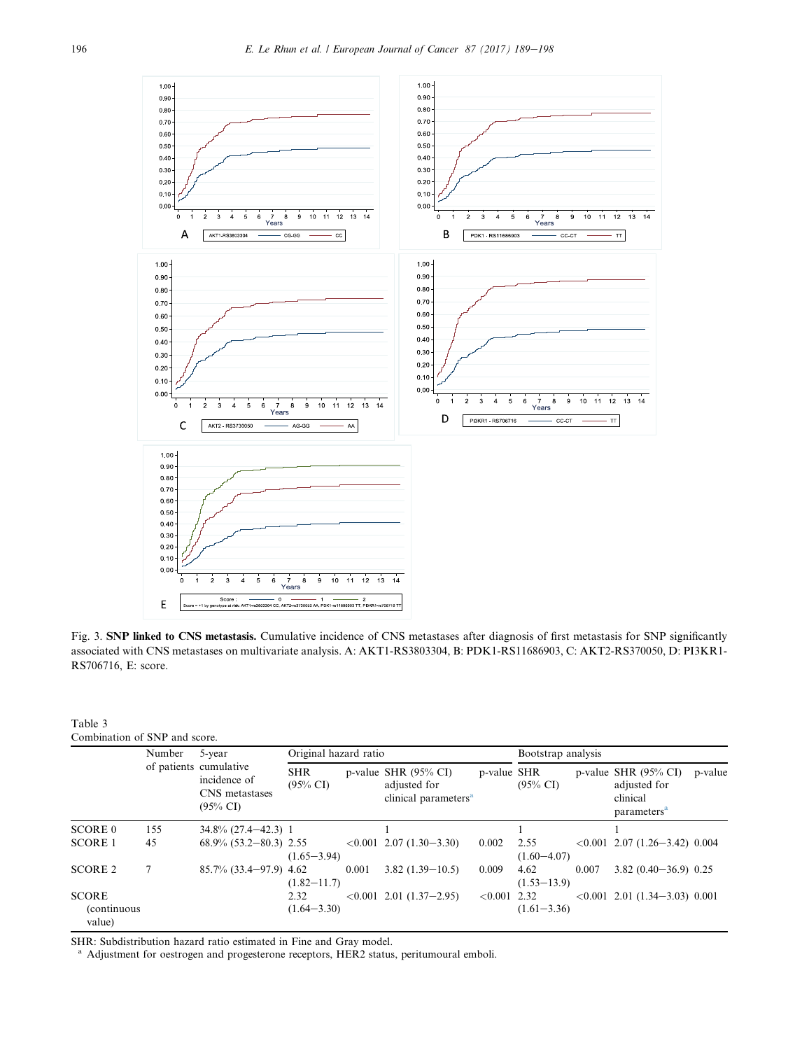Fig. 3. **SNP linked to CNS metastasis.** Cumulative incidence of CNS metastases after diagnosis of first metastasis for SNP significantly associated with CNS metastases on multivariate analysis. A: AKT1-RS3803304, B: PDK1-RS11686903, C: AKT2-RS370050, D: PI3KR1-RS706716, E: score.

Table 3
Combination of SNP and score.

| | Number of patients | 5-year cumulative incidence of CNS metastases (95% CI) | Original hazard ratio | | | | Bootstrap analysis | | | |
|---|---|---|---|---|---|---|---|---|---|---|
| | | | SHR (95% CI) | p-value | SHR (95% CI) adjusted for clinical parameters[a] | p-value | SHR (95% CI) | p-value | SHR (95% CI) adjusted for clinical parameters[a] | p-value |
| SCORE 0 | 155 | 34.8% (27.4–42.3) | 1 | | 1 | | 1 | | 1 | |
| SCORE 1 | 45 | 68.9% (53.2–80.3) | 2.55 (1.65–3.94) | <0.001 | 2.07 (1.30–3.30) | 0.002 | 2.55 (1.60–4.07) | <0.001 | 2.07 (1.26–3.42) | 0.004 |
| SCORE 2 | 7 | 85.7% (33.4–97.9) | 4.62 (1.82–11.7) | 0.001 | 3.82 (1.39–10.5) | 0.009 | 4.62 (1.53–13.9) | 0.007 | 3.82 (0.40–36.9) | 0.25 |
| SCORE (continuous value) | | | 2.32 (1.64–3.30) | <0.001 | 2.01 (1.37–2.95) | <0.001 | 2.32 (1.61–3.36) | <0.001 | 2.01 (1.34–3.03) | 0.001 |

SHR: Subdistribution hazard ratio estimated in Fine and Gray model.
[a] Adjustment for oestrogen and progesterone receptors, HER2 status, peritumoural emboli.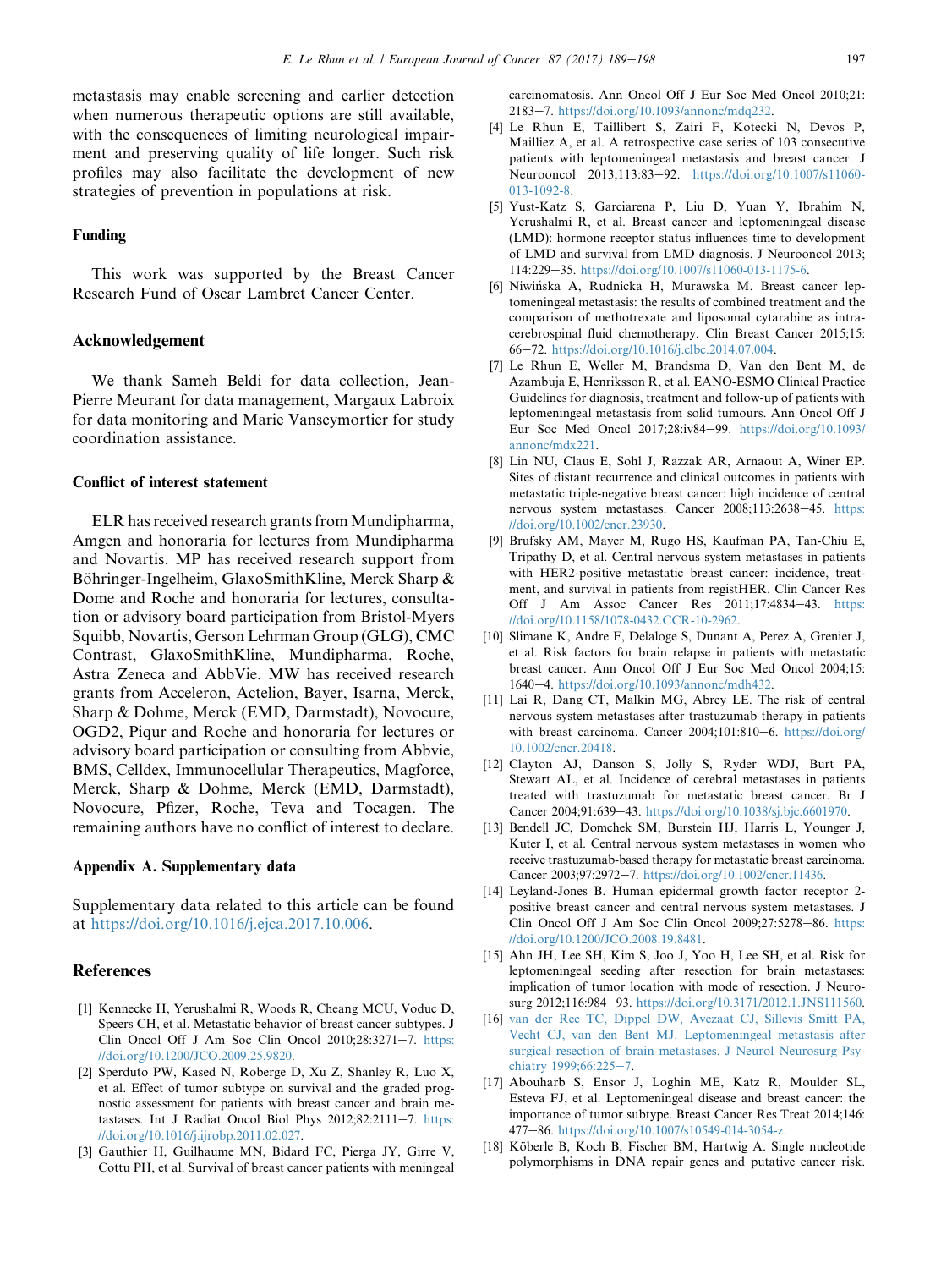metastasis may enable screening and earlier detection when numerous therapeutic options are still available, with the consequences of limiting neurological impairment and preserving quality of life longer. Such risk profiles may also facilitate the development of new strategies of prevention in populations at risk.

## Funding

This work was supported by the Breast Cancer Research Fund of Oscar Lambret Cancer Center.

## Acknowledgement

We thank Sameh Beldi for data collection, Jean-Pierre Meurant for data management, Margaux Labroix for data monitoring and Marie Vanseymortier for study coordination assistance.

## Conflict of interest statement

ELR has received research grants from Mundipharma, Amgen and honoraria for lectures from Mundipharma and Novartis. MP has received research support from Böhringer-Ingelheim, GlaxoSmithKline, Merck Sharp & Dome and Roche and honoraria for lectures, consultation or advisory board participation from Bristol-Myers Squibb, Novartis, Gerson Lehrman Group (GLG), CMC Contrast, GlaxoSmithKline, Mundipharma, Roche, Astra Zeneca and AbbVie. MW has received research grants from Acceleron, Actelion, Bayer, Isarna, Merck, Sharp & Dohme, Merck (EMD, Darmstadt), Novocure, OGD2, Piqur and Roche and honoraria for lectures or advisory board participation or consulting from Abbvie, BMS, Celldex, Immunocellular Therapeutics, Magforce, Merck, Sharp & Dohme, Merck (EMD, Darmstadt), Novocure, Pfizer, Roche, Teva and Tocagen. The remaining authors have no conflict of interest to declare.

## Appendix A. Supplementary data

Supplementary data related to this article can be found at https://doi.org/10.1016/j.ejca.2017.10.006.

## References

[1] Kennecke H, Yerushalmi R, Woods R, Cheang MCU, Voduc D, Speers CH, et al. Metastatic behavior of breast cancer subtypes. J Clin Oncol Off J Am Soc Clin Oncol 2010;28:3271–7. https://doi.org/10.1200/JCO.2009.25.9820.

[2] Sperduto PW, Kased N, Roberge D, Xu Z, Shanley R, Luo X, et al. Effect of tumor subtype on survival and the graded prognostic assessment for patients with breast cancer and brain metastases. Int J Radiat Oncol Biol Phys 2012;82:2111–7. https://doi.org/10.1016/j.ijrobp.2011.02.027.

[3] Gauthier H, Guilhaume MN, Bidard FC, Pierga JY, Girre V, Cottu PH, et al. Survival of breast cancer patients with meningeal carcinomatosis. Ann Oncol Off J Eur Soc Med Oncol 2010;21:2183–7. https://doi.org/10.1093/annonc/mdq232.

[4] Le Rhun E, Taillibert S, Zairi F, Kotecki N, Devos P, Mailliez A, et al. A retrospective case series of 103 consecutive patients with leptomeningeal metastasis and breast cancer. J Neurooncol 2013;113:83–92. https://doi.org/10.1007/s11060-013-1092-8.

[5] Yust-Katz S, Garciarena P, Liu D, Yuan Y, Ibrahim N, Yerushalmi R, et al. Breast cancer and leptomeningeal disease (LMD): hormone receptor status influences time to development of LMD and survival from LMD diagnosis. J Neurooncol 2013;114:229–35. https://doi.org/10.1007/s11060-013-1175-6.

[6] Niwińska A, Rudnicka H, Murawska M. Breast cancer leptomeningeal metastasis: the results of combined treatment and the comparison of methotrexate and liposomal cytarabine as intra-cerebrospinal fluid chemotherapy. Clin Breast Cancer 2015;15:66–72. https://doi.org/10.1016/j.clbc.2014.07.004.

[7] Le Rhun E, Weller M, Brandsma D, Van den Bent M, de Azambuja E, Henriksson R, et al. EANO-ESMO Clinical Practice Guidelines for diagnosis, treatment and follow-up of patients with leptomeningeal metastasis from solid tumours. Ann Oncol Off J Eur Soc Med Oncol 2017;28:iv84–99. https://doi.org/10.1093/annonc/mdx221.

[8] Lin NU, Claus E, Sohl J, Razzak AR, Arnaout A, Winer EP. Sites of distant recurrence and clinical outcomes in patients with metastatic triple-negative breast cancer: high incidence of central nervous system metastases. Cancer 2008;113:2638–45. https://doi.org/10.1002/cncr.23930.

[9] Brufsky AM, Mayer M, Rugo HS, Kaufman PA, Tan-Chiu E, Tripathy D, et al. Central nervous system metastases in patients with HER2-positive metastatic breast cancer: incidence, treatment, and survival in patients from registHER. Clin Cancer Res Off J Am Assoc Cancer Res 2011;17:4834–43. https://doi.org/10.1158/1078-0432.CCR-10-2962.

[10] Slimane K, Andre F, Delaloge S, Dunant A, Perez A, Grenier J, et al. Risk factors for brain relapse in patients with metastatic breast cancer. Ann Oncol Off J Eur Soc Med Oncol 2004;15:1640–4. https://doi.org/10.1093/annonc/mdh432.

[11] Lai R, Dang CT, Malkin MG, Abrey LE. The risk of central nervous system metastases after trastuzumab therapy in patients with breast carcinoma. Cancer 2004;101:810–6. https://doi.org/10.1002/cncr.20418.

[12] Clayton AJ, Danson S, Jolly S, Ryder WDJ, Burt PA, Stewart AL, et al. Incidence of cerebral metastases in patients treated with trastuzumab for metastatic breast cancer. Br J Cancer 2004;91:639–43. https://doi.org/10.1038/sj.bjc.6601970.

[13] Bendell JC, Domchek SM, Burstein HJ, Harris L, Younger J, Kuter I, et al. Central nervous system metastases in women who receive trastuzumab-based therapy for metastatic breast carcinoma. Cancer 2003;97:2972–7. https://doi.org/10.1002/cncr.11436.

[14] Leyland-Jones B. Human epidermal growth factor receptor 2-positive breast cancer and central nervous system metastases. J Clin Oncol Off J Am Soc Clin Oncol 2009;27:5278–86. https://doi.org/10.1200/JCO.2008.19.8481.

[15] Ahn JH, Lee SH, Kim S, Joo J, Yoo H, Lee SH, et al. Risk for leptomeningeal seeding after resection for brain metastases: implication of tumor location with mode of resection. J Neurosurg 2012;116:984–93. https://doi.org/10.3171/2012.1.JNS111560.

[16] van der Ree TC, Dippel DW, Avezaat CJ, Sillevis Smitt PA, Vecht CJ, van den Bent MJ. Leptomeningeal metastasis after surgical resection of brain metastases. J Neurol Neurosurg Psychiatry 1999;66:225–7.

[17] Abouharb S, Ensor J, Loghin ME, Katz R, Moulder SL, Esteva FJ, et al. Leptomeningeal disease and breast cancer: the importance of tumor subtype. Breast Cancer Res Treat 2014;146:477–86. https://doi.org/10.1007/s10549-014-3054-z.

[18] Köberle B, Koch B, Fischer BM, Hartwig A. Single nucleotide polymorphisms in DNA repair genes and putative cancer risk.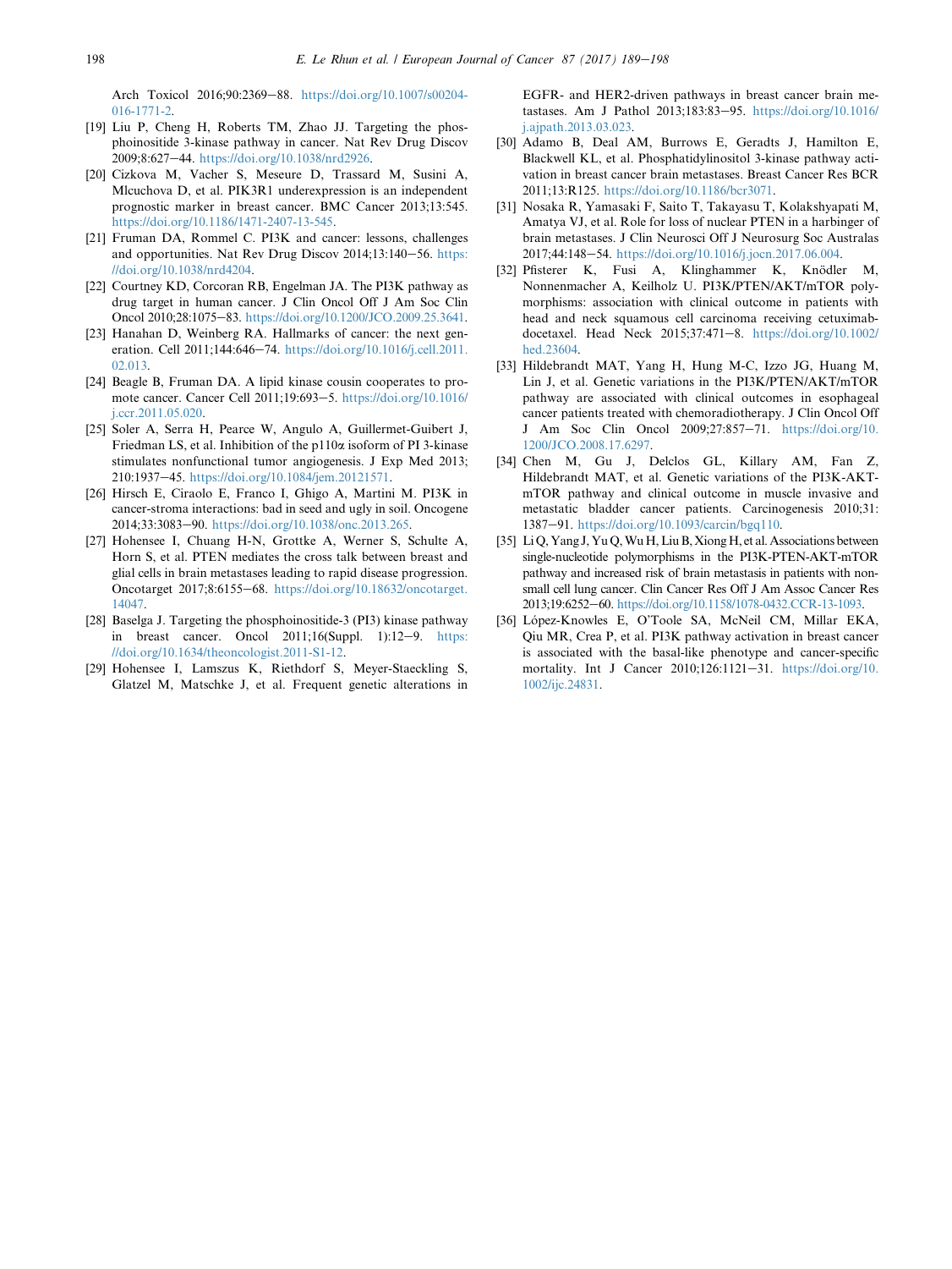Arch Toxicol 2016;90:2369–88. https://doi.org/10.1007/s00204-016-1771-2.

[19] Liu P, Cheng H, Roberts TM, Zhao JJ. Targeting the phosphoinositide 3-kinase pathway in cancer. Nat Rev Drug Discov 2009;8:627–44. https://doi.org/10.1038/nrd2926.

[20] Cizkova M, Vacher S, Meseure D, Trassard M, Susini A, Mlcuchova D, et al. PIK3R1 underexpression is an independent prognostic marker in breast cancer. BMC Cancer 2013;13:545. https://doi.org/10.1186/1471-2407-13-545.

[21] Fruman DA, Rommel C. PI3K and cancer: lessons, challenges and opportunities. Nat Rev Drug Discov 2014;13:140–56. https://doi.org/10.1038/nrd4204.

[22] Courtney KD, Corcoran RB, Engelman JA. The PI3K pathway as drug target in human cancer. J Clin Oncol Off J Am Soc Clin Oncol 2010;28:1075–83. https://doi.org/10.1200/JCO.2009.25.3641.

[23] Hanahan D, Weinberg RA. Hallmarks of cancer: the next generation. Cell 2011;144:646–74. https://doi.org/10.1016/j.cell.2011.02.013.

[24] Beagle B, Fruman DA. A lipid kinase cousin cooperates to promote cancer. Cancer Cell 2011;19:693–5. https://doi.org/10.1016/j.ccr.2011.05.020.

[25] Soler A, Serra H, Pearce W, Angulo A, Guillermet-Guibert J, Friedman LS, et al. Inhibition of the p110α isoform of PI 3-kinase stimulates nonfunctional tumor angiogenesis. J Exp Med 2013;210:1937–45. https://doi.org/10.1084/jem.20121571.

[26] Hirsch E, Ciraolo E, Franco I, Ghigo A, Martini M. PI3K in cancer-stroma interactions: bad in seed and ugly in soil. Oncogene 2014;33:3083–90. https://doi.org/10.1038/onc.2013.265.

[27] Hohensee I, Chuang H-N, Grottke A, Werner S, Schulte A, Horn S, et al. PTEN mediates the cross talk between breast and glial cells in brain metastases leading to rapid disease progression. Oncotarget 2017;8:6155–68. https://doi.org/10.18632/oncotarget.14047.

[28] Baselga J. Targeting the phosphoinositide-3 (PI3) kinase pathway in breast cancer. Oncol 2011;16(Suppl. 1):12–9. https://doi.org/10.1634/theoncologist.2011-S1-12.

[29] Hohensee I, Lamszus K, Riethdorf S, Meyer-Staeckling S, Glatzel M, Matschke J, et al. Frequent genetic alterations in EGFR- and HER2-driven pathways in breast cancer brain metastases. Am J Pathol 2013;183:83–95. https://doi.org/10.1016/j.ajpath.2013.03.023.

[30] Adamo B, Deal AM, Burrows E, Geradts J, Hamilton E, Blackwell KL, et al. Phosphatidylinositol 3-kinase pathway activation in breast cancer brain metastases. Breast Cancer Res BCR 2011;13:R125. https://doi.org/10.1186/bcr3071.

[31] Nosaka R, Yamasaki F, Saito T, Takayasu T, Kolakshyapati M, Amatya VJ, et al. Role for loss of nuclear PTEN in a harbinger of brain metastases. J Clin Neurosci Off J Neurosurg Soc Australas 2017;44:148–54. https://doi.org/10.1016/j.jocn.2017.06.004.

[32] Pfisterer K, Fusi A, Klinghammer K, Knödler M, Nonnenmacher A, Keilholz U. PI3K/PTEN/AKT/mTOR polymorphisms: association with clinical outcome in patients with head and neck squamous cell carcinoma receiving cetuximab-docetaxel. Head Neck 2015;37:471–8. https://doi.org/10.1002/hed.23604.

[33] Hildebrandt MAT, Yang H, Hung M-C, Izzo JG, Huang M, Lin J, et al. Genetic variations in the PI3K/PTEN/AKT/mTOR pathway are associated with clinical outcomes in esophageal cancer patients treated with chemoradiotherapy. J Clin Oncol Off J Am Soc Clin Oncol 2009;27:857–71. https://doi.org/10.1200/JCO.2008.17.6297.

[34] Chen M, Gu J, Delclos GL, Killary AM, Fan Z, Hildebrandt MAT, et al. Genetic variations of the PI3K-AKT-mTOR pathway and clinical outcome in muscle invasive and metastatic bladder cancer patients. Carcinogenesis 2010;31:1387–91. https://doi.org/10.1093/carcin/bgq110.

[35] Li Q, Yang J, Yu Q, Wu H, Liu B, Xiong H, et al. Associations between single-nucleotide polymorphisms in the PI3K-PTEN-AKT-mTOR pathway and increased risk of brain metastasis in patients with non-small cell lung cancer. Clin Cancer Res Off J Am Assoc Cancer Res 2013;19:6252–60. https://doi.org/10.1158/1078-0432.CCR-13-1093.

[36] López-Knowles E, O'Toole SA, McNeil CM, Millar EKA, Qiu MR, Crea P, et al. PI3K pathway activation in breast cancer is associated with the basal-like phenotype and cancer-specific mortality. Int J Cancer 2010;126:1121–31. https://doi.org/10.1002/ijc.24831.